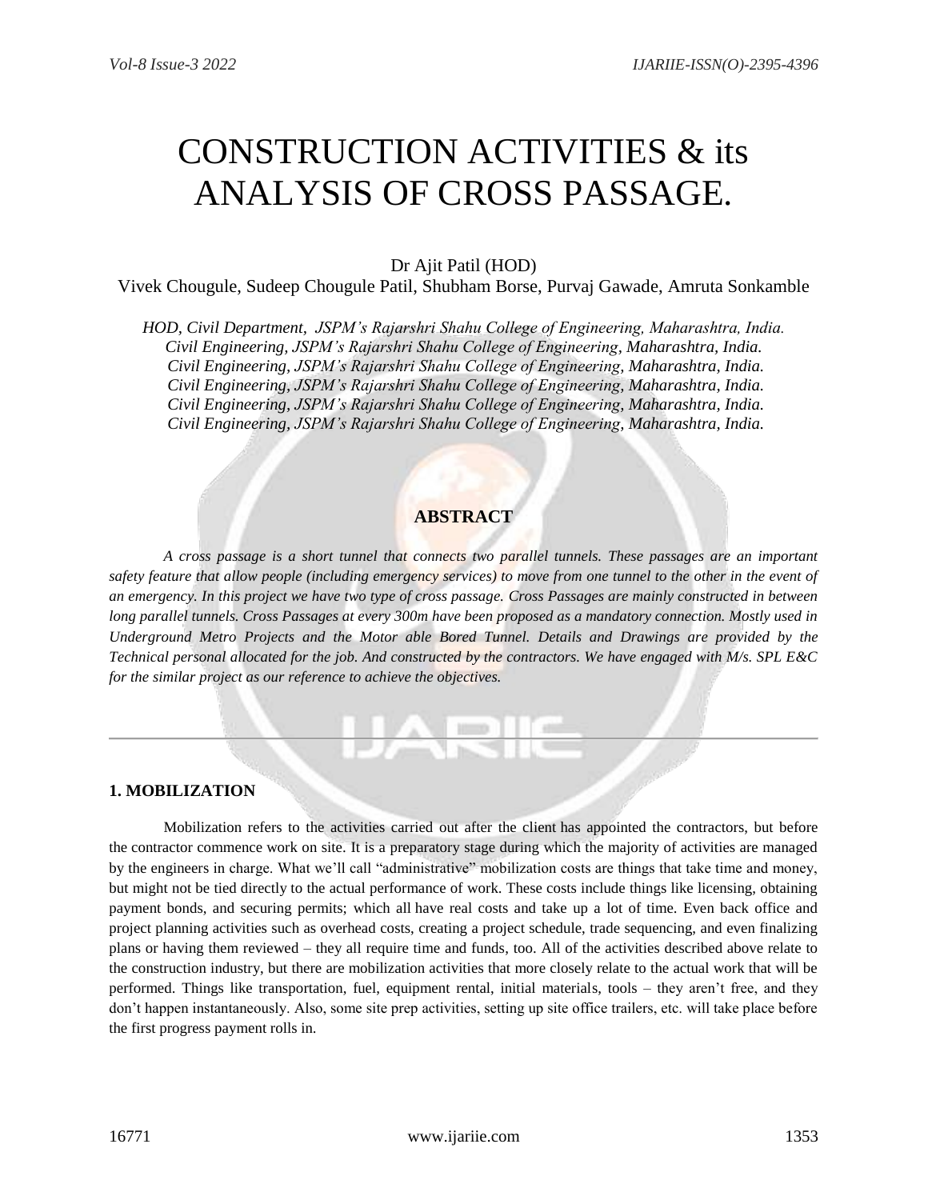# CONSTRUCTION ACTIVITIES & its ANALYSIS OF CROSS PASSAGE.

Dr Ajit Patil (HOD)
Vivek Chougule, Sudeep Chougule Patil, Shubham Borse, Purvaj Gawade, Amruta Sonkamble

*HOD, Civil Department, JSPM's Rajarshri Shahu College of Engineering, Maharashtra, India.*
*Civil Engineering, JSPM's Rajarshri Shahu College of Engineering, Maharashtra, India.*
*Civil Engineering, JSPM's Rajarshri Shahu College of Engineering, Maharashtra, India.*
*Civil Engineering, JSPM's Rajarshri Shahu College of Engineering, Maharashtra, India.*
*Civil Engineering, JSPM's Rajarshri Shahu College of Engineering, Maharashtra, India.*
*Civil Engineering, JSPM's Rajarshri Shahu College of Engineering, Maharashtra, India.*

## ABSTRACT

*A cross passage is a short tunnel that connects two parallel tunnels. These passages are an important safety feature that allow people (including emergency services) to move from one tunnel to the other in the event of an emergency. In this project we have two type of cross passage. Cross Passages are mainly constructed in between long parallel tunnels. Cross Passages at every 300m have been proposed as a mandatory connection. Mostly used in Underground Metro Projects and the Motor able Bored Tunnel. Details and Drawings are provided by the Technical personal allocated for the job. And constructed by the contractors. We have engaged with M/s. SPL E&C for the similar project as our reference to achieve the objectives.*

---

### 1. MOBILIZATION

Mobilization refers to the activities carried out after the client has appointed the contractors, but before the contractor commence work on site. It is a preparatory stage during which the majority of activities are managed by the engineers in charge. What we'll call "administrative" mobilization costs are things that take time and money, but might not be tied directly to the actual performance of work. These costs include things like licensing, obtaining payment bonds, and securing permits; which all have real costs and take up a lot of time. Even back office and project planning activities such as overhead costs, creating a project schedule, trade sequencing, and even finalizing plans or having them reviewed – they all require time and funds, too. All of the activities described above relate to the construction industry, but there are mobilization activities that more closely relate to the actual work that will be performed. Things like transportation, fuel, equipment rental, initial materials, tools – they aren't free, and they don't happen instantaneously. Also, some site prep activities, setting up site office trailers, etc. will take place before the first progress payment rolls in.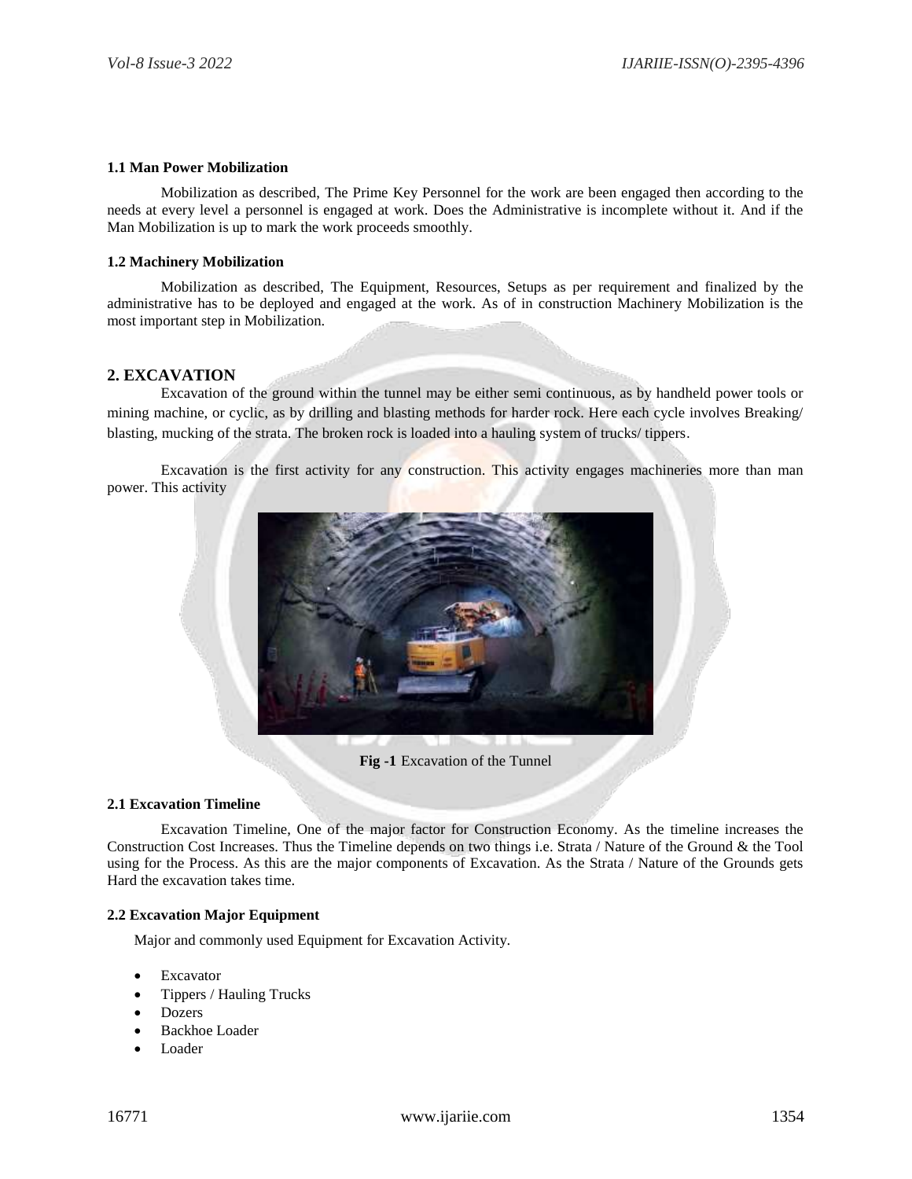### 1.1 Man Power Mobilization

Mobilization as described, The Prime Key Personnel for the work are been engaged then according to the needs at every level a personnel is engaged at work. Does the Administrative is incomplete without it. And if the Man Mobilization is up to mark the work proceeds smoothly.

### 1.2 Machinery Mobilization

Mobilization as described, The Equipment, Resources, Setups as per requirement and finalized by the administrative has to be deployed and engaged at the work. As of in construction Machinery Mobilization is the most important step in Mobilization.

## 2. EXCAVATION

Excavation of the ground within the tunnel may be either semi continuous, as by handheld power tools or mining machine, or cyclic, as by drilling and blasting methods for harder rock. Here each cycle involves Breaking/ blasting, mucking of the strata. The broken rock is loaded into a hauling system of trucks/ tippers.

Excavation is the first activity for any construction. This activity engages machineries more than man power. This activity

**Fig -1** Excavation of the Tunnel

### 2.1 Excavation Timeline

Excavation Timeline, One of the major factor for Construction Economy. As the timeline increases the Construction Cost Increases. Thus the Timeline depends on two things i.e. Strata / Nature of the Ground & the Tool using for the Process. As this are the major components of Excavation. As the Strata / Nature of the Grounds gets Hard the excavation takes time.

### 2.2 Excavation Major Equipment

Major and commonly used Equipment for Excavation Activity.

- Excavator
- Tippers / Hauling Trucks
- Dozers
- Backhoe Loader
- Loader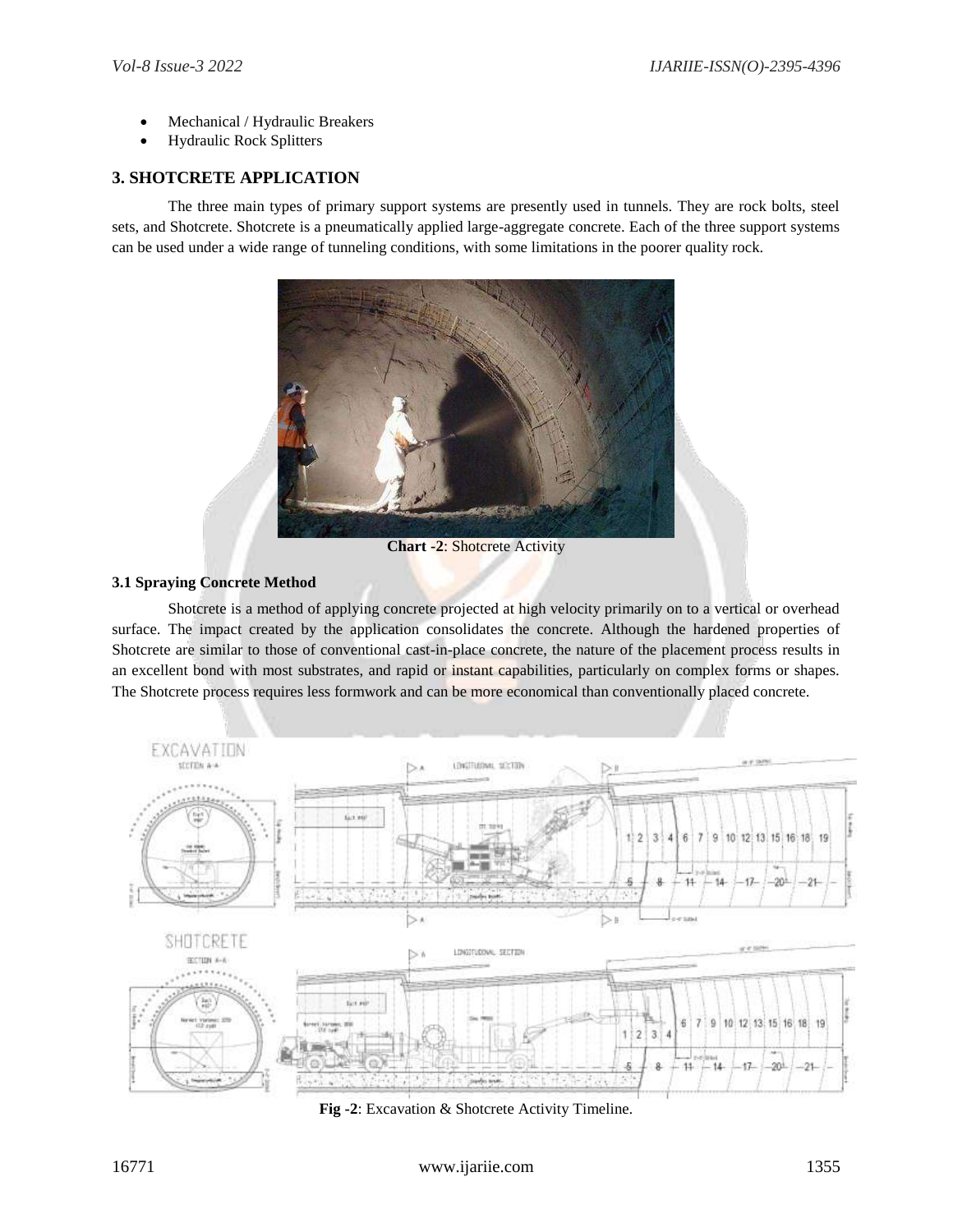- Mechanical / Hydraulic Breakers
- Hydraulic Rock Splitters

## 3. SHOTCRETE APPLICATION

The three main types of primary support systems are presently used in tunnels. They are rock bolts, steel sets, and Shotcrete. Shotcrete is a pneumatically applied large-aggregate concrete. Each of the three support systems can be used under a wide range of tunneling conditions, with some limitations in the poorer quality rock.

**Chart -2**: Shotcrete Activity

### 3.1 Spraying Concrete Method

Shotcrete is a method of applying concrete projected at high velocity primarily on to a vertical or overhead surface. The impact created by the application consolidates the concrete. Although the hardened properties of Shotcrete are similar to those of conventional cast-in-place concrete, the nature of the placement process results in an excellent bond with most substrates, and rapid or instant capabilities, particularly on complex forms or shapes. The Shotcrete process requires less formwork and can be more economical than conventionally placed concrete.

**Fig -2**: Excavation & Shotcrete Activity Timeline.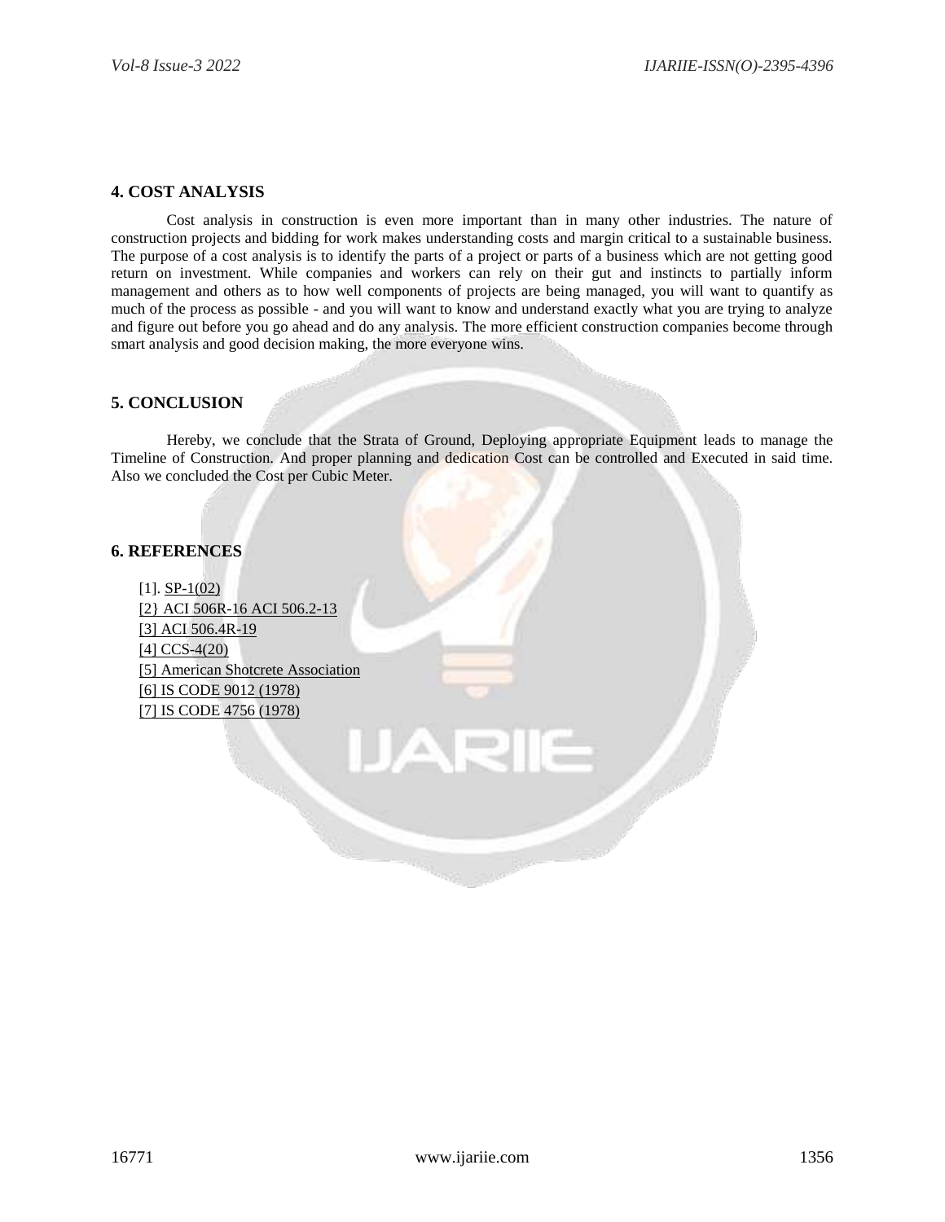## 4. COST ANALYSIS

Cost analysis in construction is even more important than in many other industries. The nature of construction projects and bidding for work makes understanding costs and margin critical to a sustainable business. The purpose of a cost analysis is to identify the parts of a project or parts of a business which are not getting good return on investment. While companies and workers can rely on their gut and instincts to partially inform management and others as to how well components of projects are being managed, you will want to quantify as much of the process as possible - and you will want to know and understand exactly what you are trying to analyze and figure out before you go ahead and do any analysis. The more efficient construction companies become through smart analysis and good decision making, the more everyone wins.

## 5. CONCLUSION

Hereby, we conclude that the Strata of Ground, Deploying appropriate Equipment leads to manage the Timeline of Construction. And proper planning and dedication Cost can be controlled and Executed in said time. Also we concluded the Cost per Cubic Meter.

## 6. REFERENCES

[1]. SP-1(02)
[2} ACI 506R-16 ACI 506.2-13
[3] ACI 506.4R-19
[4] CCS-4(20)
[5] American Shotcrete Association
[6] IS CODE 9012 (1978)
[7] IS CODE 4756 (1978)